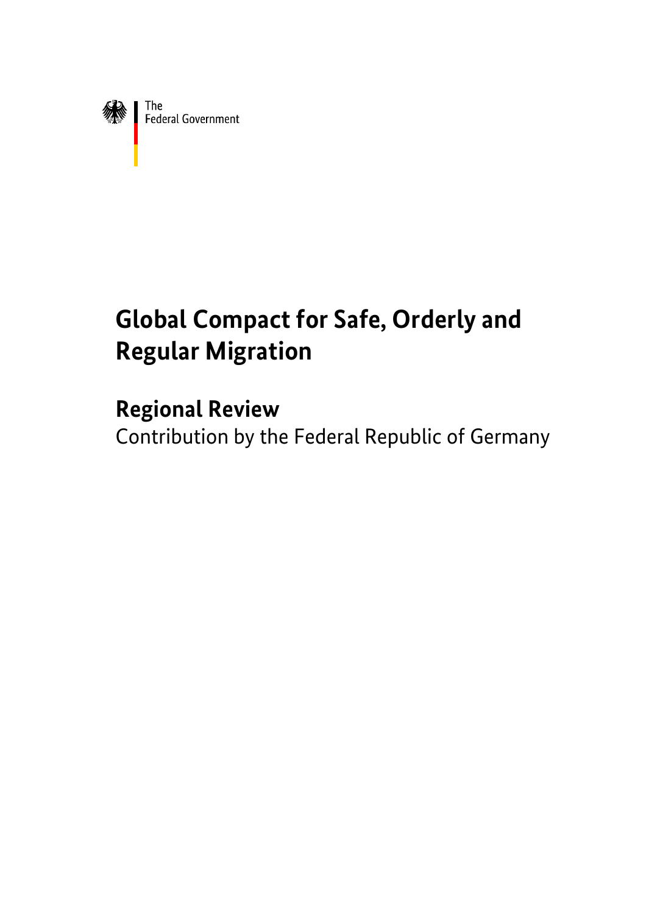The
Federal Government

# Global Compact for Safe, Orderly and Regular Migration

## Regional Review

Contribution by the Federal Republic of Germany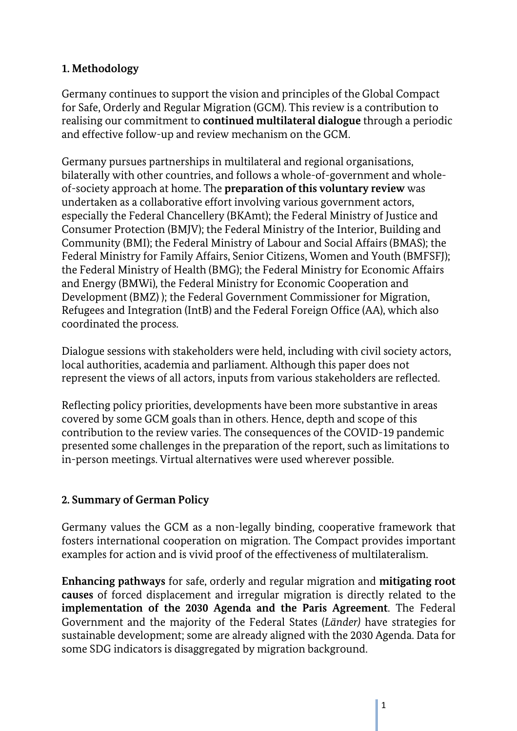## 1. Methodology

Germany continues to support the vision and principles of the Global Compact for Safe, Orderly and Regular Migration (GCM). This review is a contribution to realising our commitment to **continued multilateral dialogue** through a periodic and effective follow-up and review mechanism on the GCM.

Germany pursues partnerships in multilateral and regional organisations, bilaterally with other countries, and follows a whole-of-government and whole-of-society approach at home. The **preparation of this voluntary review** was undertaken as a collaborative effort involving various government actors, especially the Federal Chancellery (BKAmt); the Federal Ministry of Justice and Consumer Protection (BMJV); the Federal Ministry of the Interior, Building and Community (BMI); the Federal Ministry of Labour and Social Affairs (BMAS); the Federal Ministry for Family Affairs, Senior Citizens, Women and Youth (BMFSFJ); the Federal Ministry of Health (BMG); the Federal Ministry for Economic Affairs and Energy (BMWi), the Federal Ministry for Economic Cooperation and Development (BMZ) ); the Federal Government Commissioner for Migration, Refugees and Integration (IntB) and the Federal Foreign Office (AA), which also coordinated the process.

Dialogue sessions with stakeholders were held, including with civil society actors, local authorities, academia and parliament. Although this paper does not represent the views of all actors, inputs from various stakeholders are reflected.

Reflecting policy priorities, developments have been more substantive in areas covered by some GCM goals than in others. Hence, depth and scope of this contribution to the review varies. The consequences of the COVID-19 pandemic presented some challenges in the preparation of the report, such as limitations to in-person meetings. Virtual alternatives were used wherever possible.

## 2. Summary of German Policy

Germany values the GCM as a non-legally binding, cooperative framework that fosters international cooperation on migration. The Compact provides important examples for action and is vivid proof of the effectiveness of multilateralism.

**Enhancing pathways** for safe, orderly and regular migration and **mitigating root causes** of forced displacement and irregular migration is directly related to the **implementation of the 2030 Agenda and the Paris Agreement**. The Federal Government and the majority of the Federal States (*Länder)* have strategies for sustainable development; some are already aligned with the 2030 Agenda. Data for some SDG indicators is disaggregated by migration background.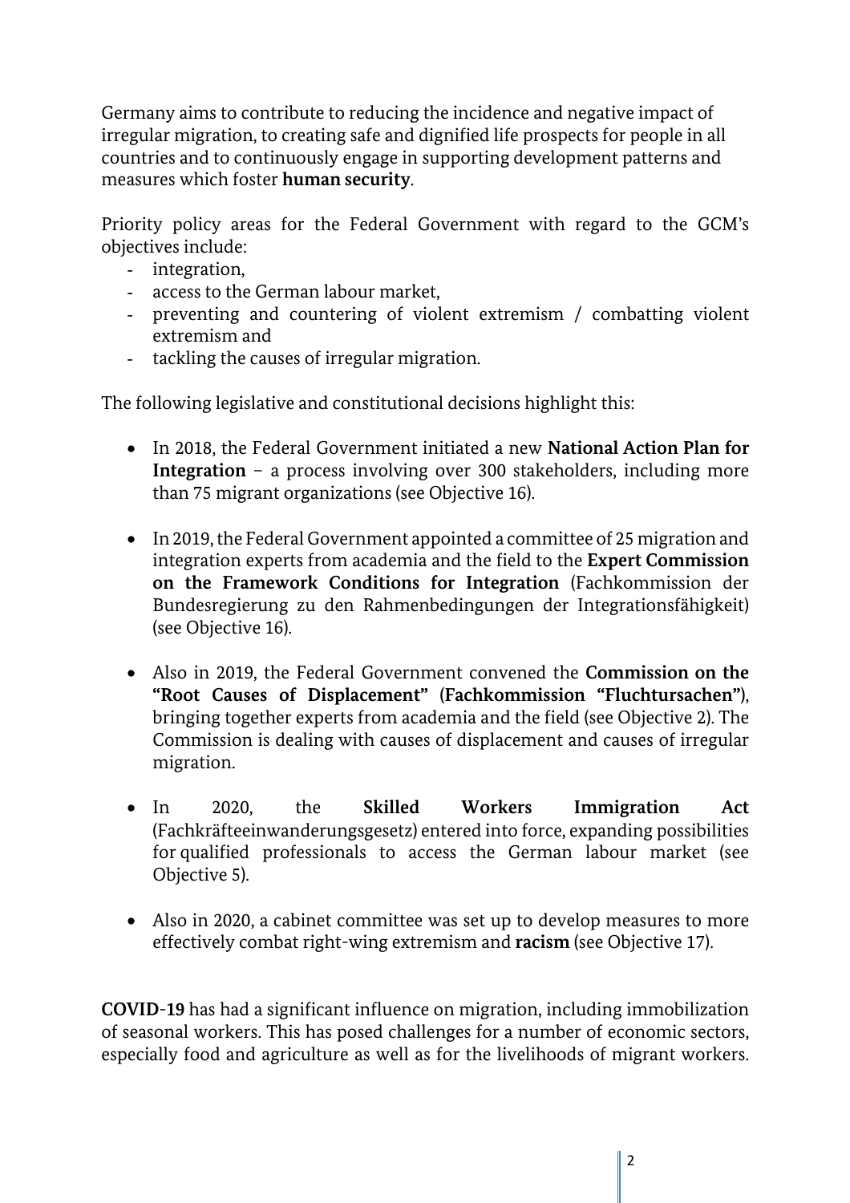Germany aims to contribute to reducing the incidence and negative impact of irregular migration, to creating safe and dignified life prospects for people in all countries and to continuously engage in supporting development patterns and measures which foster **human security**.

Priority policy areas for the Federal Government with regard to the GCM's objectives include:

- integration,
- access to the German labour market,
- preventing and countering of violent extremism / combatting violent extremism and
- tackling the causes of irregular migration.

The following legislative and constitutional decisions highlight this:

- In 2018, the Federal Government initiated a new **National Action Plan for Integration** – a process involving over 300 stakeholders, including more than 75 migrant organizations (see Objective 16).
- In 2019, the Federal Government appointed a committee of 25 migration and integration experts from academia and the field to the **Expert Commission on the Framework Conditions for Integration** (Fachkommission der Bundesregierung zu den Rahmenbedingungen der Integrationsfähigkeit) (see Objective 16).
- Also in 2019, the Federal Government convened the **Commission on the "Root Causes of Displacement" (Fachkommission "Fluchtursachen")**, bringing together experts from academia and the field (see Objective 2). The Commission is dealing with causes of displacement and causes of irregular migration.
- In 2020, the **Skilled Workers Immigration Act** (Fachkräfteeinwanderungsgesetz) entered into force, expanding possibilities for qualified professionals to access the German labour market (see Objective 5).
- Also in 2020, a cabinet committee was set up to develop measures to more effectively combat right-wing extremism and **racism** (see Objective 17).

**COVID-19** has had a significant influence on migration, including immobilization of seasonal workers. This has posed challenges for a number of economic sectors, especially food and agriculture as well as for the livelihoods of migrant workers.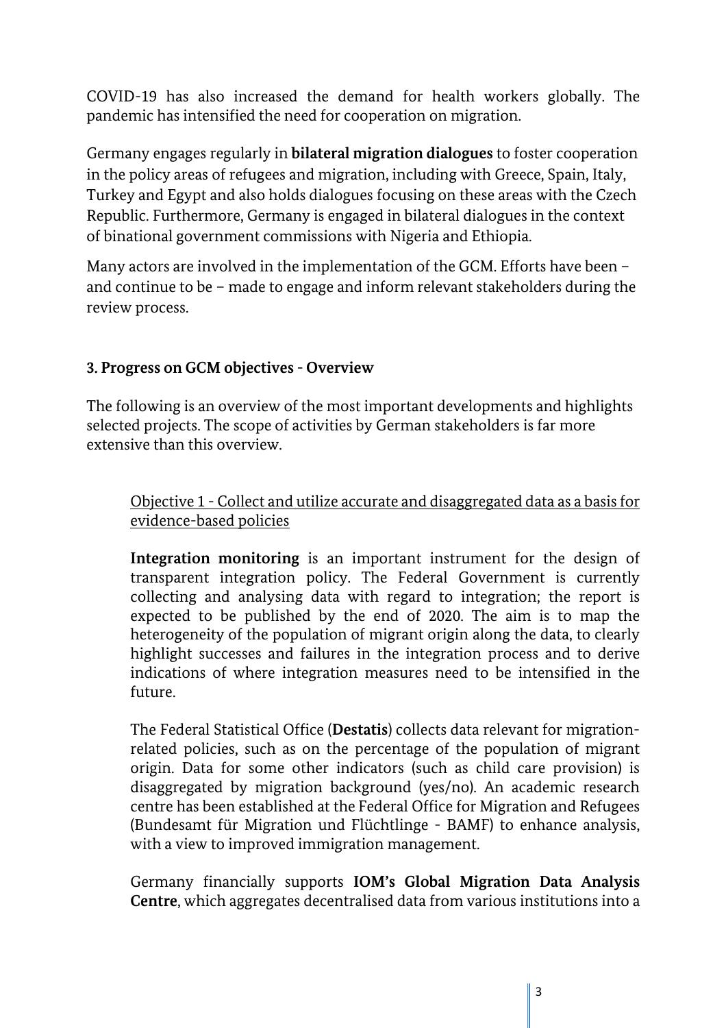COVID-19 has also increased the demand for health workers globally. The pandemic has intensified the need for cooperation on migration.

Germany engages regularly in **bilateral migration dialogues** to foster cooperation in the policy areas of refugees and migration, including with Greece, Spain, Italy, Turkey and Egypt and also holds dialogues focusing on these areas with the Czech Republic. Furthermore, Germany is engaged in bilateral dialogues in the context of binational government commissions with Nigeria and Ethiopia.

Many actors are involved in the implementation of the GCM. Efforts have been – and continue to be – made to engage and inform relevant stakeholders during the review process.

## 3. Progress on GCM objectives - Overview

The following is an overview of the most important developments and highlights selected projects. The scope of activities by German stakeholders is far more extensive than this overview.

<u>Objective 1 - Collect and utilize accurate and disaggregated data as a basis for evidence-based policies</u>

**Integration monitoring** is an important instrument for the design of transparent integration policy. The Federal Government is currently collecting and analysing data with regard to integration; the report is expected to be published by the end of 2020. The aim is to map the heterogeneity of the population of migrant origin along the data, to clearly highlight successes and failures in the integration process and to derive indications of where integration measures need to be intensified in the future.

The Federal Statistical Office (**Destatis**) collects data relevant for migration-related policies, such as on the percentage of the population of migrant origin. Data for some other indicators (such as child care provision) is disaggregated by migration background (yes/no). An academic research centre has been established at the Federal Office for Migration and Refugees (Bundesamt für Migration und Flüchtlinge - BAMF) to enhance analysis, with a view to improved immigration management.

Germany financially supports **IOM's Global Migration Data Analysis Centre**, which aggregates decentralised data from various institutions into a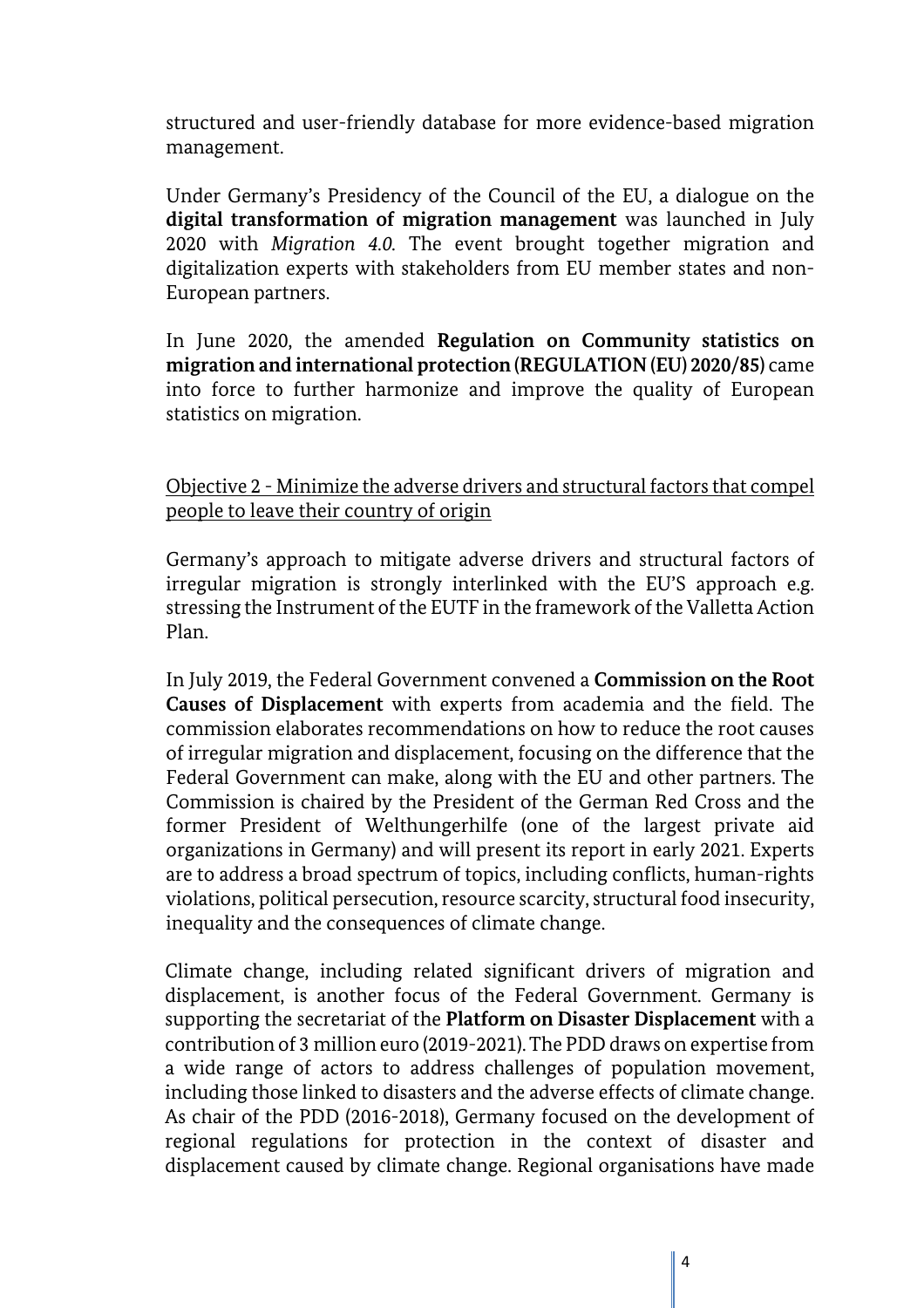structured and user-friendly database for more evidence-based migration management.

Under Germany's Presidency of the Council of the EU, a dialogue on the **digital transformation of migration management** was launched in July 2020 with *Migration 4.0*. The event brought together migration and digitalization experts with stakeholders from EU member states and non-European partners.

In June 2020, the amended **Regulation on Community statistics on migration and international protection (REGULATION (EU) 2020/85)** came into force to further harmonize and improve the quality of European statistics on migration.

<u>Objective 2 - Minimize the adverse drivers and structural factors that compel people to leave their country of origin</u>

Germany's approach to mitigate adverse drivers and structural factors of irregular migration is strongly interlinked with the EU'S approach e.g. stressing the Instrument of the EUTF in the framework of the Valletta Action Plan.

In July 2019, the Federal Government convened a **Commission on the Root Causes of Displacement** with experts from academia and the field. The commission elaborates recommendations on how to reduce the root causes of irregular migration and displacement, focusing on the difference that the Federal Government can make, along with the EU and other partners. The Commission is chaired by the President of the German Red Cross and the former President of Welthungerhilfe (one of the largest private aid organizations in Germany) and will present its report in early 2021. Experts are to address a broad spectrum of topics, including conflicts, human-rights violations, political persecution, resource scarcity, structural food insecurity, inequality and the consequences of climate change.

Climate change, including related significant drivers of migration and displacement, is another focus of the Federal Government. Germany is supporting the secretariat of the **Platform on Disaster Displacement** with a contribution of 3 million euro (2019-2021). The PDD draws on expertise from a wide range of actors to address challenges of population movement, including those linked to disasters and the adverse effects of climate change. As chair of the PDD (2016-2018), Germany focused on the development of regional regulations for protection in the context of disaster and displacement caused by climate change. Regional organisations have made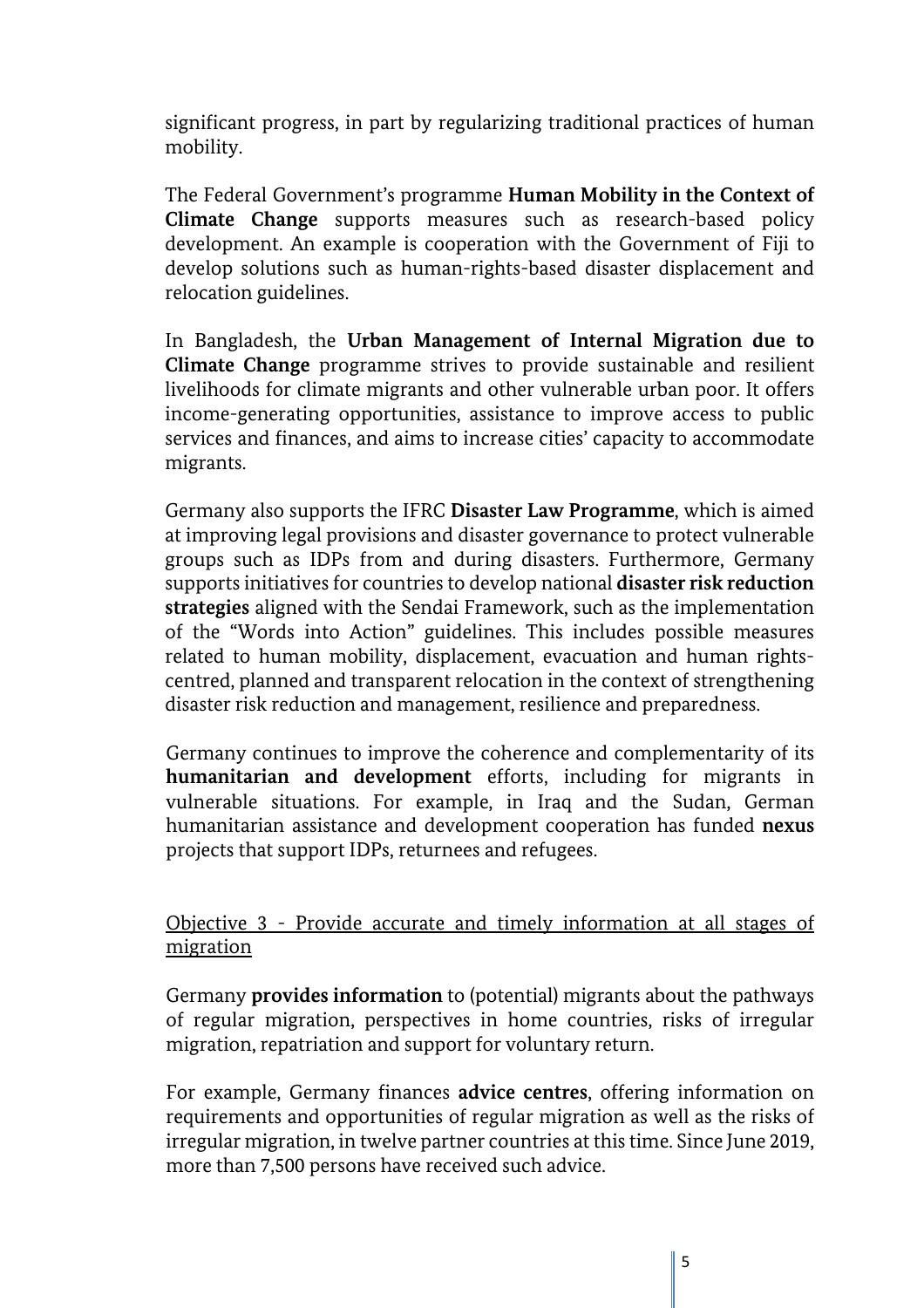significant progress, in part by regularizing traditional practices of human mobility.

The Federal Government's programme **Human Mobility in the Context of Climate Change** supports measures such as research-based policy development. An example is cooperation with the Government of Fiji to develop solutions such as human-rights-based disaster displacement and relocation guidelines.

In Bangladesh, the **Urban Management of Internal Migration due to Climate Change** programme strives to provide sustainable and resilient livelihoods for climate migrants and other vulnerable urban poor. It offers income-generating opportunities, assistance to improve access to public services and finances, and aims to increase cities' capacity to accommodate migrants.

Germany also supports the IFRC **Disaster Law Programme**, which is aimed at improving legal provisions and disaster governance to protect vulnerable groups such as IDPs from and during disasters. Furthermore, Germany supports initiatives for countries to develop national **disaster risk reduction strategies** aligned with the Sendai Framework, such as the implementation of the "Words into Action" guidelines. This includes possible measures related to human mobility, displacement, evacuation and human rights-centred, planned and transparent relocation in the context of strengthening disaster risk reduction and management, resilience and preparedness.

Germany continues to improve the coherence and complementarity of its **humanitarian and development** efforts, including for migrants in vulnerable situations. For example, in Iraq and the Sudan, German humanitarian assistance and development cooperation has funded **nexus** projects that support IDPs, returnees and refugees.

Objective 3 - Provide accurate and timely information at all stages of migration

Germany **provides information** to (potential) migrants about the pathways of regular migration, perspectives in home countries, risks of irregular migration, repatriation and support for voluntary return.

For example, Germany finances **advice centres**, offering information on requirements and opportunities of regular migration as well as the risks of irregular migration, in twelve partner countries at this time. Since June 2019, more than 7,500 persons have received such advice.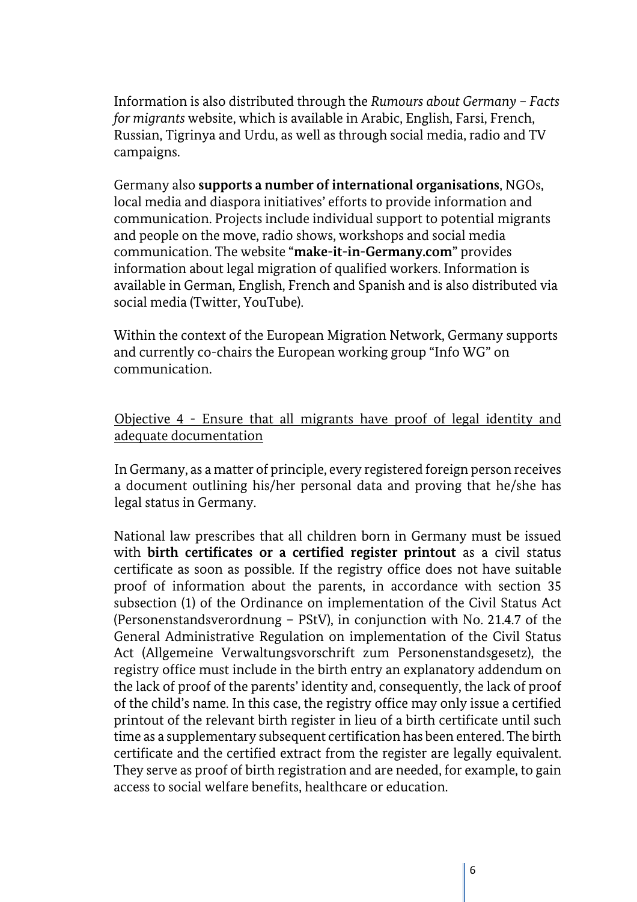Information is also distributed through the *Rumours about Germany – Facts for migrants* website, which is available in Arabic, English, Farsi, French, Russian, Tigrinya and Urdu, as well as through social media, radio and TV campaigns.

Germany also **supports a number of international organisations**, NGOs, local media and diaspora initiatives' efforts to provide information and communication. Projects include individual support to potential migrants and people on the move, radio shows, workshops and social media communication. The website "**make-it-in-Germany.com**" provides information about legal migration of qualified workers. Information is available in German, English, French and Spanish and is also distributed via social media (Twitter, YouTube).

Within the context of the European Migration Network, Germany supports and currently co-chairs the European working group "Info WG" on communication.

<u>Objective 4 - Ensure that all migrants have proof of legal identity and adequate documentation</u>

In Germany, as a matter of principle, every registered foreign person receives a document outlining his/her personal data and proving that he/she has legal status in Germany.

National law prescribes that all children born in Germany must be issued with **birth certificates or a certified register printout** as a civil status certificate as soon as possible. If the registry office does not have suitable proof of information about the parents, in accordance with section 35 subsection (1) of the Ordinance on implementation of the Civil Status Act (Personenstandsverordnung – PStV), in conjunction with No. 21.4.7 of the General Administrative Regulation on implementation of the Civil Status Act (Allgemeine Verwaltungsvorschrift zum Personenstandsgesetz), the registry office must include in the birth entry an explanatory addendum on the lack of proof of the parents' identity and, consequently, the lack of proof of the child's name. In this case, the registry office may only issue a certified printout of the relevant birth register in lieu of a birth certificate until such time as a supplementary subsequent certification has been entered. The birth certificate and the certified extract from the register are legally equivalent. They serve as proof of birth registration and are needed, for example, to gain access to social welfare benefits, healthcare or education.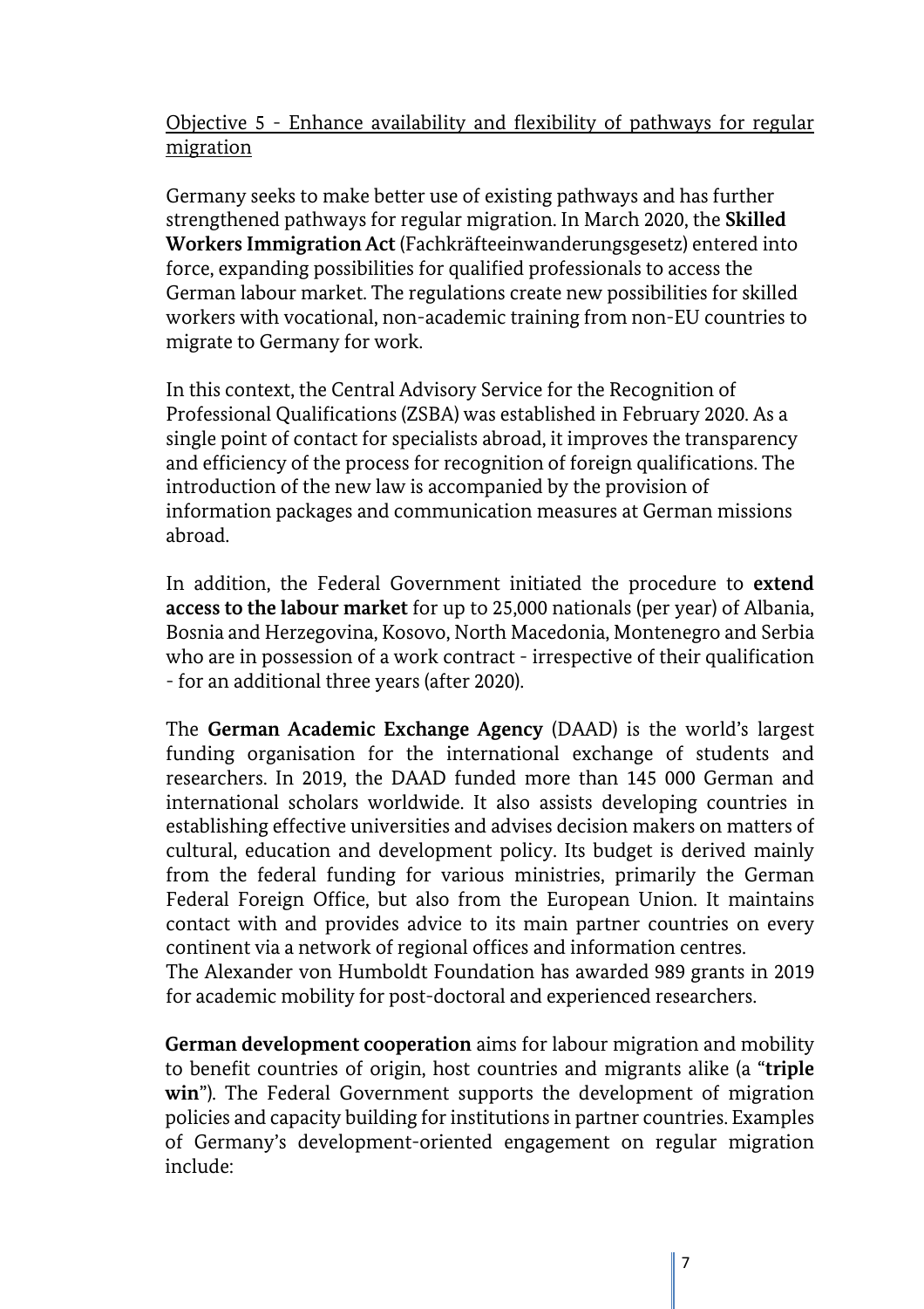Objective 5 - Enhance availability and flexibility of pathways for regular migration

Germany seeks to make better use of existing pathways and has further strengthened pathways for regular migration. In March 2020, the **Skilled Workers Immigration Act** (Fachkräfteeinwanderungsgesetz) entered into force, expanding possibilities for qualified professionals to access the German labour market. The regulations create new possibilities for skilled workers with vocational, non-academic training from non-EU countries to migrate to Germany for work.

In this context, the Central Advisory Service for the Recognition of Professional Qualifications (ZSBA) was established in February 2020. As a single point of contact for specialists abroad, it improves the transparency and efficiency of the process for recognition of foreign qualifications. The introduction of the new law is accompanied by the provision of information packages and communication measures at German missions abroad.

In addition, the Federal Government initiated the procedure to **extend access to the labour market** for up to 25,000 nationals (per year) of Albania, Bosnia and Herzegovina, Kosovo, North Macedonia, Montenegro and Serbia who are in possession of a work contract - irrespective of their qualification - for an additional three years (after 2020).

The **German Academic Exchange Agency** (DAAD) is the world's largest funding organisation for the international exchange of students and researchers. In 2019, the DAAD funded more than 145 000 German and international scholars worldwide. It also assists developing countries in establishing effective universities and advises decision makers on matters of cultural, education and development policy. Its budget is derived mainly from the federal funding for various ministries, primarily the German Federal Foreign Office, but also from the European Union. It maintains contact with and provides advice to its main partner countries on every continent via a network of regional offices and information centres.
The Alexander von Humboldt Foundation has awarded 989 grants in 2019 for academic mobility for post-doctoral and experienced researchers.

**German development cooperation** aims for labour migration and mobility to benefit countries of origin, host countries and migrants alike (a "**triple win**"). The Federal Government supports the development of migration policies and capacity building for institutions in partner countries. Examples of Germany's development-oriented engagement on regular migration include: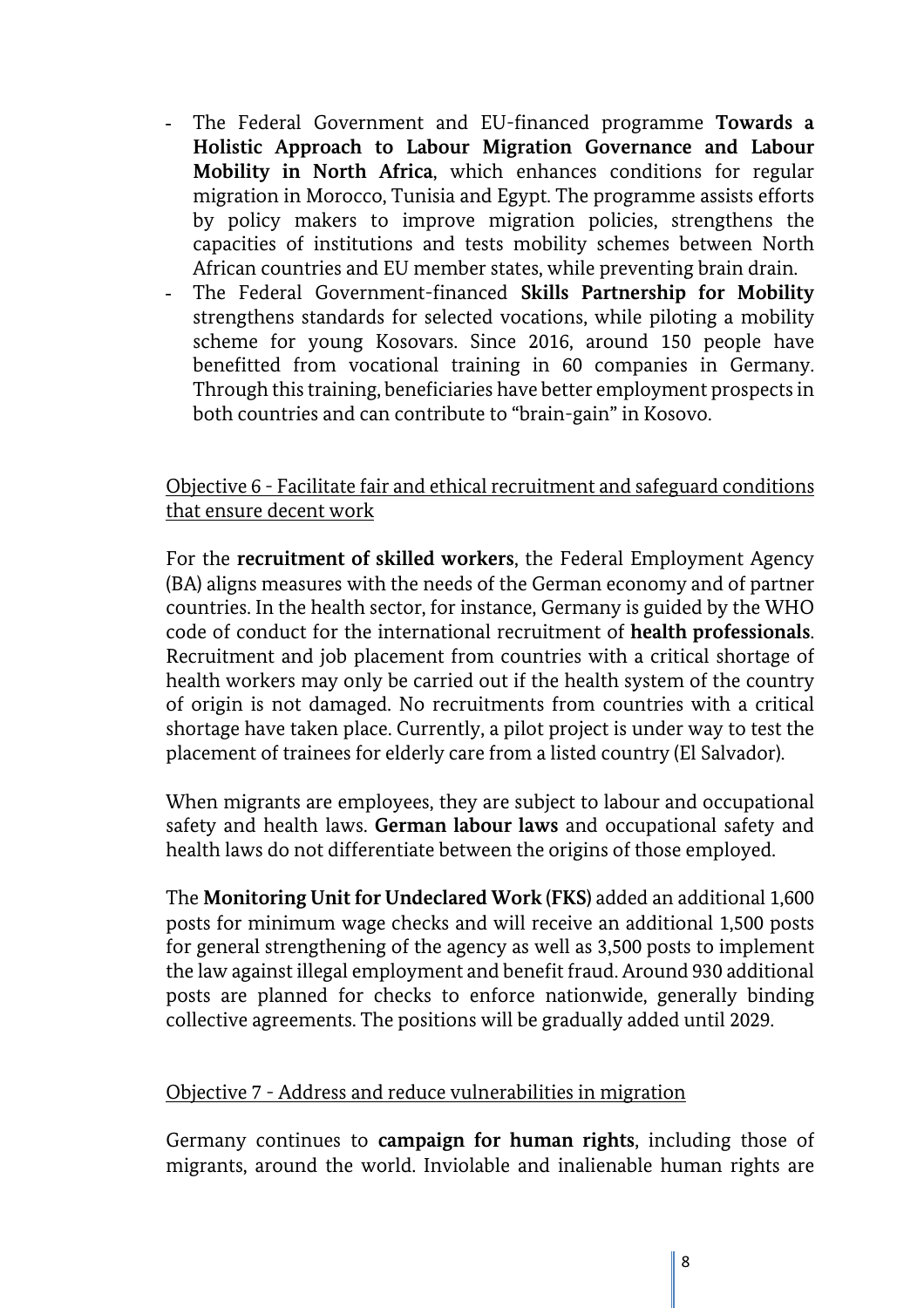- The Federal Government and EU-financed programme **Towards a Holistic Approach to Labour Migration Governance and Labour Mobility in North Africa**, which enhances conditions for regular migration in Morocco, Tunisia and Egypt. The programme assists efforts by policy makers to improve migration policies, strengthens the capacities of institutions and tests mobility schemes between North African countries and EU member states, while preventing brain drain.
- The Federal Government-financed **Skills Partnership for Mobility** strengthens standards for selected vocations, while piloting a mobility scheme for young Kosovars. Since 2016, around 150 people have benefitted from vocational training in 60 companies in Germany. Through this training, beneficiaries have better employment prospects in both countries and can contribute to "brain-gain" in Kosovo.

## Objective 6 - Facilitate fair and ethical recruitment and safeguard conditions that ensure decent work

For the **recruitment of skilled workers**, the Federal Employment Agency (BA) aligns measures with the needs of the German economy and of partner countries. In the health sector, for instance, Germany is guided by the WHO code of conduct for the international recruitment of **health professionals**. Recruitment and job placement from countries with a critical shortage of health workers may only be carried out if the health system of the country of origin is not damaged. No recruitments from countries with a critical shortage have taken place. Currently, a pilot project is under way to test the placement of trainees for elderly care from a listed country (El Salvador).

When migrants are employees, they are subject to labour and occupational safety and health laws. **German labour laws** and occupational safety and health laws do not differentiate between the origins of those employed.

The **Monitoring Unit for Undeclared Work (FKS)** added an additional 1,600 posts for minimum wage checks and will receive an additional 1,500 posts for general strengthening of the agency as well as 3,500 posts to implement the law against illegal employment and benefit fraud. Around 930 additional posts are planned for checks to enforce nationwide, generally binding collective agreements. The positions will be gradually added until 2029.

## Objective 7 - Address and reduce vulnerabilities in migration

Germany continues to **campaign for human rights**, including those of migrants, around the world. Inviolable and inalienable human rights are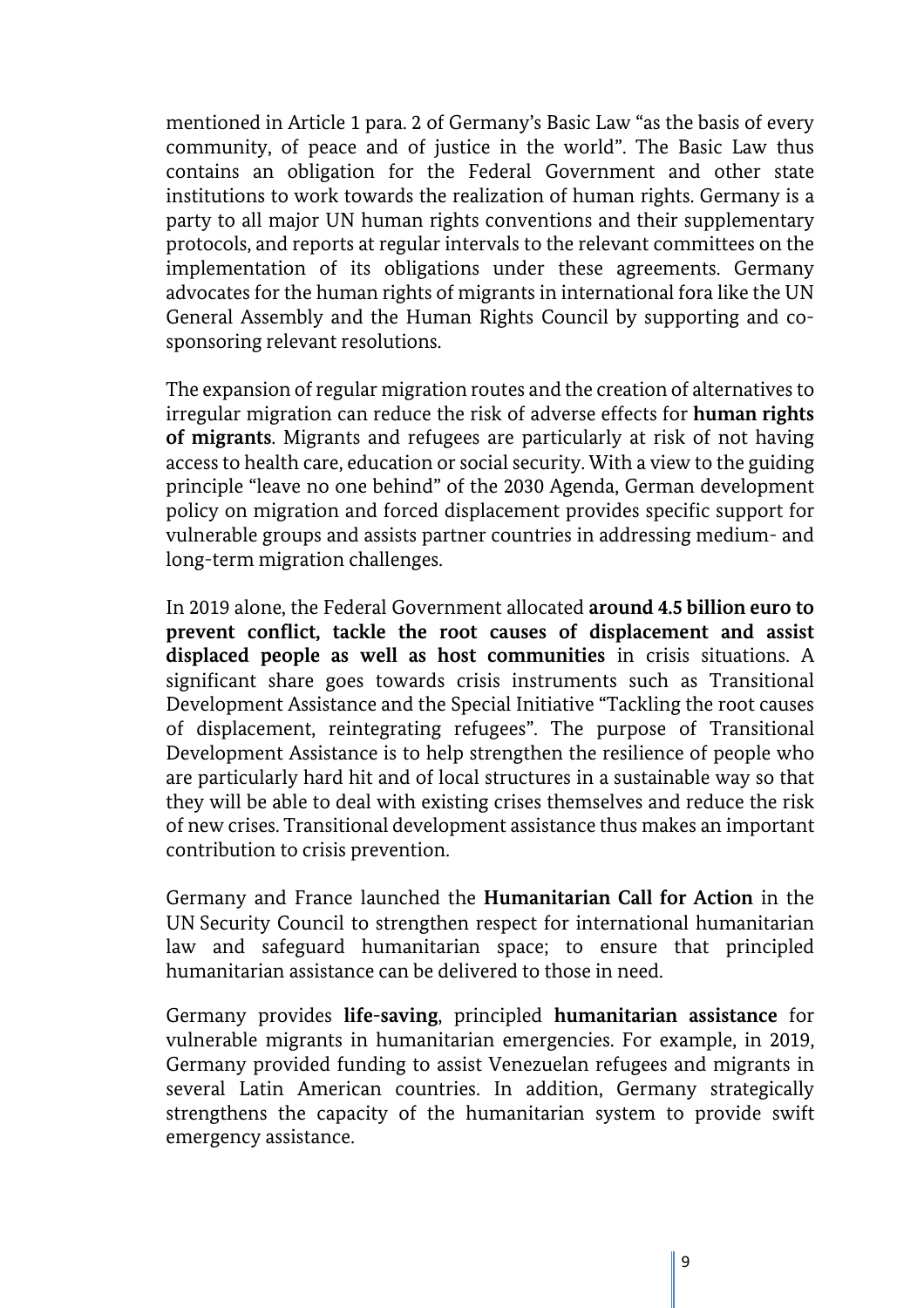mentioned in Article 1 para. 2 of Germany's Basic Law "as the basis of every community, of peace and of justice in the world". The Basic Law thus contains an obligation for the Federal Government and other state institutions to work towards the realization of human rights. Germany is a party to all major UN human rights conventions and their supplementary protocols, and reports at regular intervals to the relevant committees on the implementation of its obligations under these agreements. Germany advocates for the human rights of migrants in international fora like the UN General Assembly and the Human Rights Council by supporting and co-sponsoring relevant resolutions.

The expansion of regular migration routes and the creation of alternatives to irregular migration can reduce the risk of adverse effects for **human rights of migrants**. Migrants and refugees are particularly at risk of not having access to health care, education or social security. With a view to the guiding principle "leave no one behind" of the 2030 Agenda, German development policy on migration and forced displacement provides specific support for vulnerable groups and assists partner countries in addressing medium- and long-term migration challenges.

In 2019 alone, the Federal Government allocated **around 4.5 billion euro to prevent conflict, tackle the root causes of displacement and assist displaced people as well as host communities** in crisis situations. A significant share goes towards crisis instruments such as Transitional Development Assistance and the Special Initiative "Tackling the root causes of displacement, reintegrating refugees". The purpose of Transitional Development Assistance is to help strengthen the resilience of people who are particularly hard hit and of local structures in a sustainable way so that they will be able to deal with existing crises themselves and reduce the risk of new crises. Transitional development assistance thus makes an important contribution to crisis prevention.

Germany and France launched the **Humanitarian Call for Action** in the UN Security Council to strengthen respect for international humanitarian law and safeguard humanitarian space; to ensure that principled humanitarian assistance can be delivered to those in need.

Germany provides **life-saving**, principled **humanitarian assistance** for vulnerable migrants in humanitarian emergencies. For example, in 2019, Germany provided funding to assist Venezuelan refugees and migrants in several Latin American countries. In addition, Germany strategically strengthens the capacity of the humanitarian system to provide swift emergency assistance.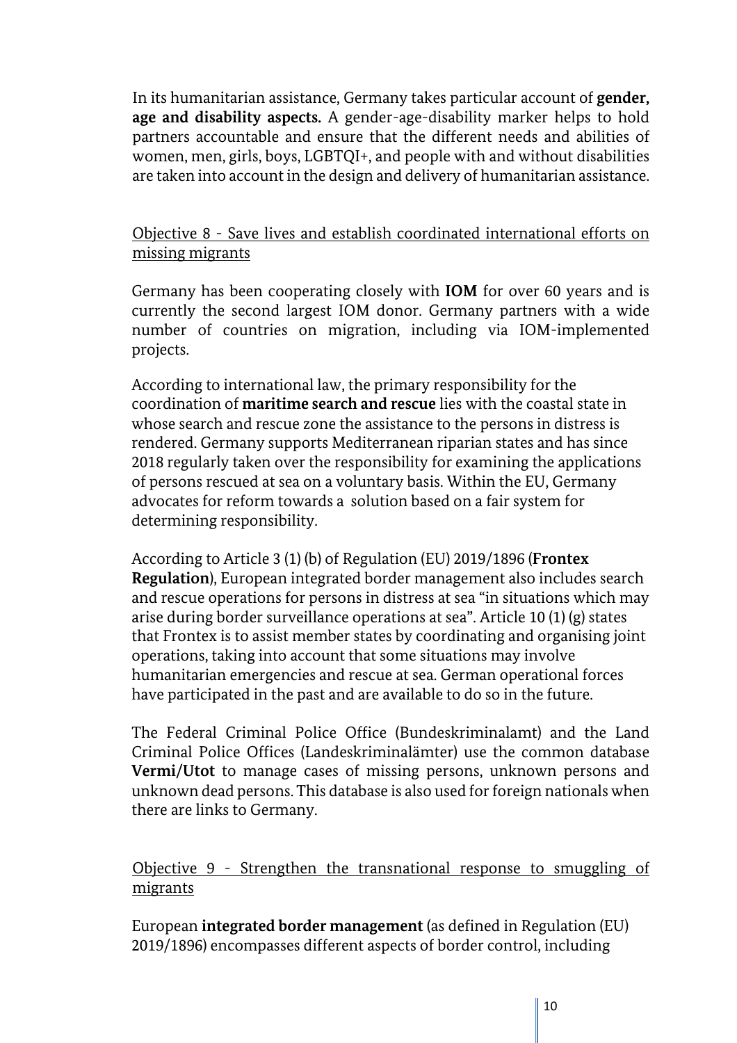In its humanitarian assistance, Germany takes particular account of **gender, age and disability aspects.** A gender-age-disability marker helps to hold partners accountable and ensure that the different needs and abilities of women, men, girls, boys, LGBTQI+, and people with and without disabilities are taken into account in the design and delivery of humanitarian assistance.

<u>Objective 8 - Save lives and establish coordinated international efforts on missing migrants</u>

Germany has been cooperating closely with **IOM** for over 60 years and is currently the second largest IOM donor. Germany partners with a wide number of countries on migration, including via IOM-implemented projects.

According to international law, the primary responsibility for the coordination of **maritime search and rescue** lies with the coastal state in whose search and rescue zone the assistance to the persons in distress is rendered. Germany supports Mediterranean riparian states and has since 2018 regularly taken over the responsibility for examining the applications of persons rescued at sea on a voluntary basis. Within the EU, Germany advocates for reform towards a solution based on a fair system for determining responsibility.

According to Article 3 (1) (b) of Regulation (EU) 2019/1896 (**Frontex Regulation**), European integrated border management also includes search and rescue operations for persons in distress at sea "in situations which may arise during border surveillance operations at sea". Article 10 (1) (g) states that Frontex is to assist member states by coordinating and organising joint operations, taking into account that some situations may involve humanitarian emergencies and rescue at sea. German operational forces have participated in the past and are available to do so in the future.

The Federal Criminal Police Office (Bundeskriminalamt) and the Land Criminal Police Offices (Landeskriminalämter) use the common database **Vermi/Utot** to manage cases of missing persons, unknown persons and unknown dead persons. This database is also used for foreign nationals when there are links to Germany.

<u>Objective 9 - Strengthen the transnational response to smuggling of migrants</u>

European **integrated border management** (as defined in Regulation (EU) 2019/1896) encompasses different aspects of border control, including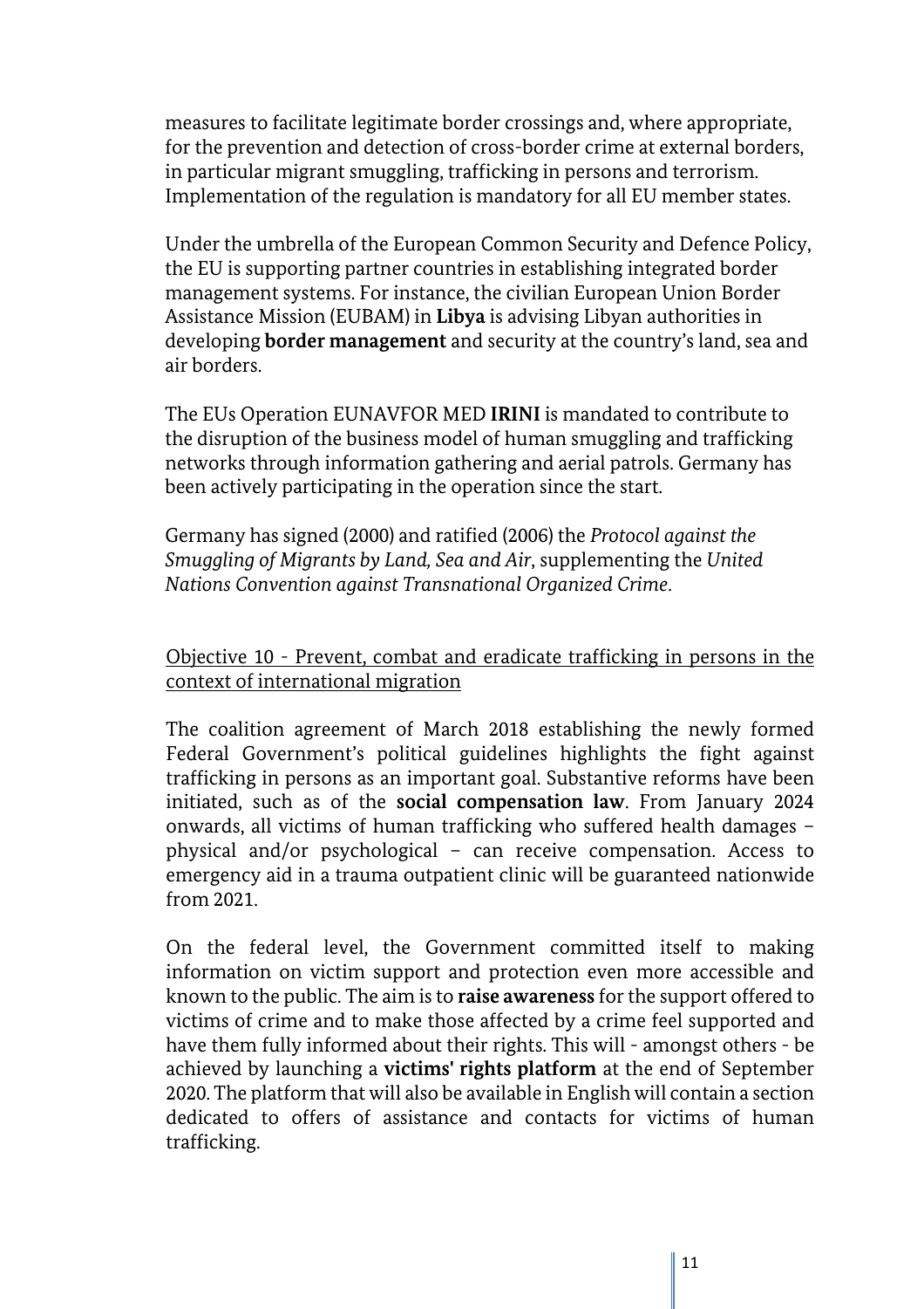measures to facilitate legitimate border crossings and, where appropriate, for the prevention and detection of cross-border crime at external borders, in particular migrant smuggling, trafficking in persons and terrorism. Implementation of the regulation is mandatory for all EU member states.

Under the umbrella of the European Common Security and Defence Policy, the EU is supporting partner countries in establishing integrated border management systems. For instance, the civilian European Union Border Assistance Mission (EUBAM) in **Libya** is advising Libyan authorities in developing **border management** and security at the country's land, sea and air borders.

The EUs Operation EUNAVFOR MED **IRINI** is mandated to contribute to the disruption of the business model of human smuggling and trafficking networks through information gathering and aerial patrols. Germany has been actively participating in the operation since the start.

Germany has signed (2000) and ratified (2006) the *Protocol against the Smuggling of Migrants by Land, Sea and Air*, supplementing the *United Nations Convention against Transnational Organized Crime*.

## Objective 10 - Prevent, combat and eradicate trafficking in persons in the context of international migration

The coalition agreement of March 2018 establishing the newly formed Federal Government's political guidelines highlights the fight against trafficking in persons as an important goal. Substantive reforms have been initiated, such as of the **social compensation law**. From January 2024 onwards, all victims of human trafficking who suffered health damages – physical and/or psychological – can receive compensation. Access to emergency aid in a trauma outpatient clinic will be guaranteed nationwide from 2021.

On the federal level, the Government committed itself to making information on victim support and protection even more accessible and known to the public. The aim is to **raise awareness** for the support offered to victims of crime and to make those affected by a crime feel supported and have them fully informed about their rights. This will - amongst others - be achieved by launching a **victims' rights platform** at the end of September 2020. The platform that will also be available in English will contain a section dedicated to offers of assistance and contacts for victims of human trafficking.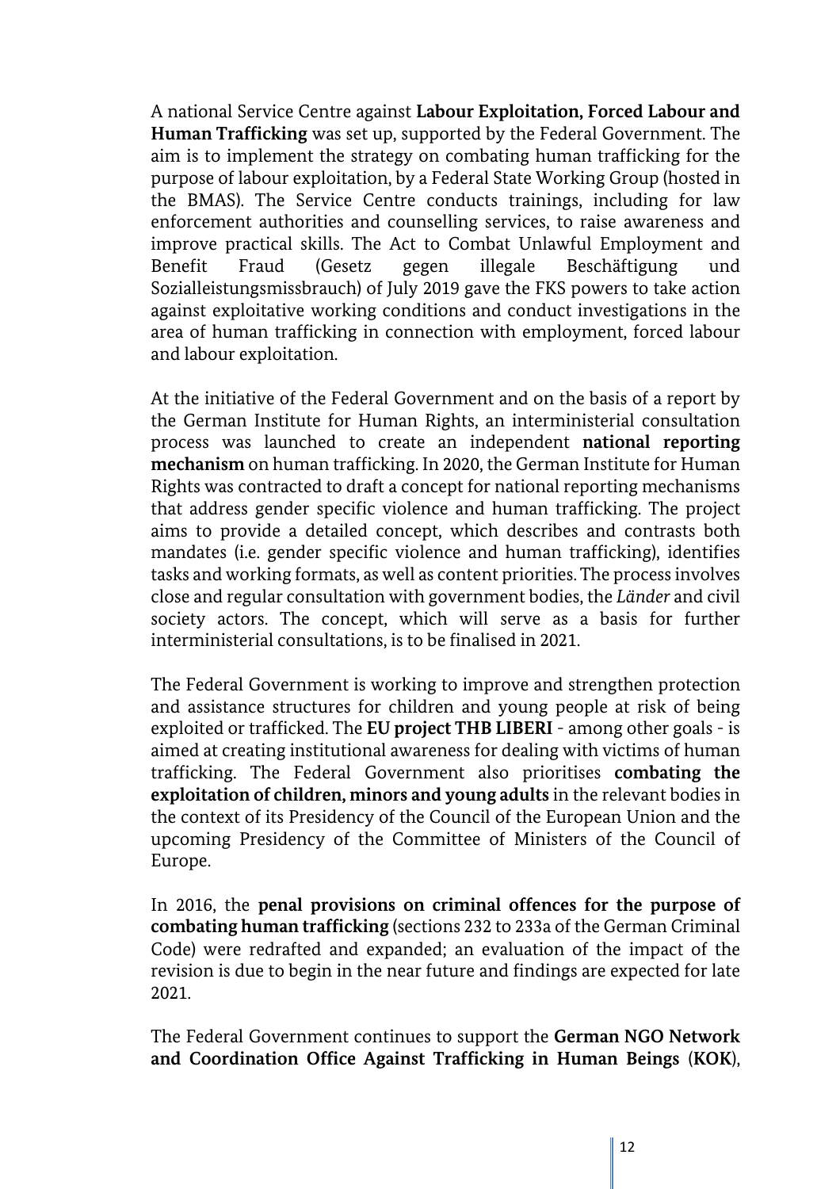A national Service Centre against **Labour Exploitation, Forced Labour and Human Trafficking** was set up, supported by the Federal Government. The aim is to implement the strategy on combating human trafficking for the purpose of labour exploitation, by a Federal State Working Group (hosted in the BMAS). The Service Centre conducts trainings, including for law enforcement authorities and counselling services, to raise awareness and improve practical skills. The Act to Combat Unlawful Employment and Benefit Fraud (Gesetz gegen illegale Beschäftigung und Sozialleistungsmissbrauch) of July 2019 gave the FKS powers to take action against exploitative working conditions and conduct investigations in the area of human trafficking in connection with employment, forced labour and labour exploitation.

At the initiative of the Federal Government and on the basis of a report by the German Institute for Human Rights, an interministerial consultation process was launched to create an independent **national reporting mechanism** on human trafficking. In 2020, the German Institute for Human Rights was contracted to draft a concept for national reporting mechanisms that address gender specific violence and human trafficking. The project aims to provide a detailed concept, which describes and contrasts both mandates (i.e. gender specific violence and human trafficking), identifies tasks and working formats, as well as content priorities. The process involves close and regular consultation with government bodies, the *Länder* and civil society actors. The concept, which will serve as a basis for further interministerial consultations, is to be finalised in 2021.

The Federal Government is working to improve and strengthen protection and assistance structures for children and young people at risk of being exploited or trafficked. The **EU project THB LIBERI** - among other goals - is aimed at creating institutional awareness for dealing with victims of human trafficking. The Federal Government also prioritises **combating the exploitation of children, minors and young adults** in the relevant bodies in the context of its Presidency of the Council of the European Union and the upcoming Presidency of the Committee of Ministers of the Council of Europe.

In 2016, the **penal provisions on criminal offences for the purpose of combating human trafficking** (sections 232 to 233a of the German Criminal Code) were redrafted and expanded; an evaluation of the impact of the revision is due to begin in the near future and findings are expected for late 2021.

The Federal Government continues to support the **German NGO Network and Coordination Office Against Trafficking in Human Beings** (**KOK**),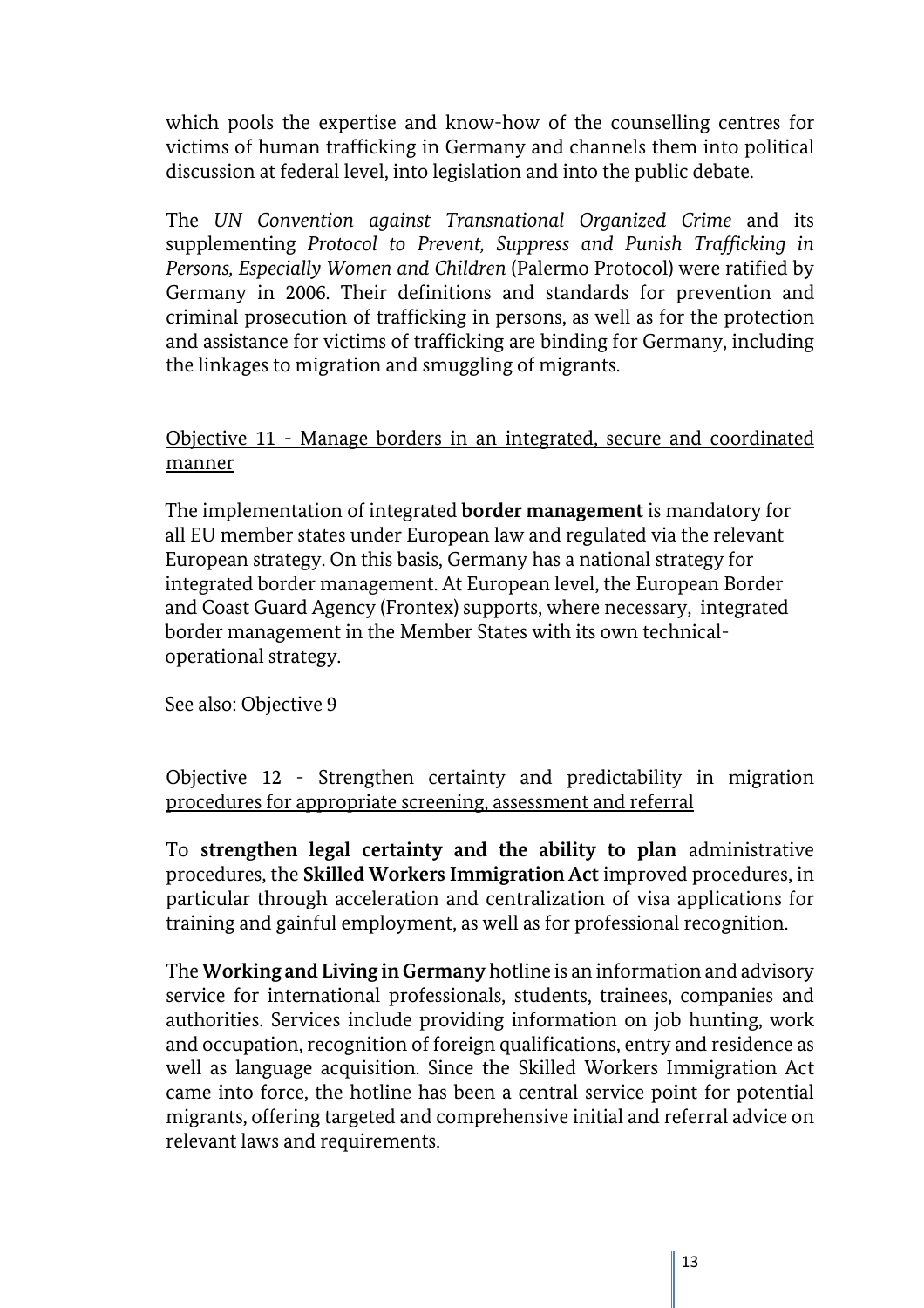which pools the expertise and know-how of the counselling centres for victims of human trafficking in Germany and channels them into political discussion at federal level, into legislation and into the public debate.

The *UN Convention against Transnational Organized Crime* and its supplementing *Protocol to Prevent, Suppress and Punish Trafficking in Persons, Especially Women and Children* (Palermo Protocol) were ratified by Germany in 2006. Their definitions and standards for prevention and criminal prosecution of trafficking in persons, as well as for the protection and assistance for victims of trafficking are binding for Germany, including the linkages to migration and smuggling of migrants.

<u>Objective 11 - Manage borders in an integrated, secure and coordinated manner</u>

The implementation of integrated **border management** is mandatory for all EU member states under European law and regulated via the relevant European strategy. On this basis, Germany has a national strategy for integrated border management. At European level, the European Border and Coast Guard Agency (Frontex) supports, where necessary, integrated border management in the Member States with its own technical-operational strategy.

See also: Objective 9

<u>Objective 12 - Strengthen certainty and predictability in migration procedures for appropriate screening, assessment and referral</u>

To **strengthen legal certainty and the ability to plan** administrative procedures, the **Skilled Workers Immigration Act** improved procedures, in particular through acceleration and centralization of visa applications for training and gainful employment, as well as for professional recognition.

The **Working and Living in Germany** hotline is an information and advisory service for international professionals, students, trainees, companies and authorities. Services include providing information on job hunting, work and occupation, recognition of foreign qualifications, entry and residence as well as language acquisition. Since the Skilled Workers Immigration Act came into force, the hotline has been a central service point for potential migrants, offering targeted and comprehensive initial and referral advice on relevant laws and requirements.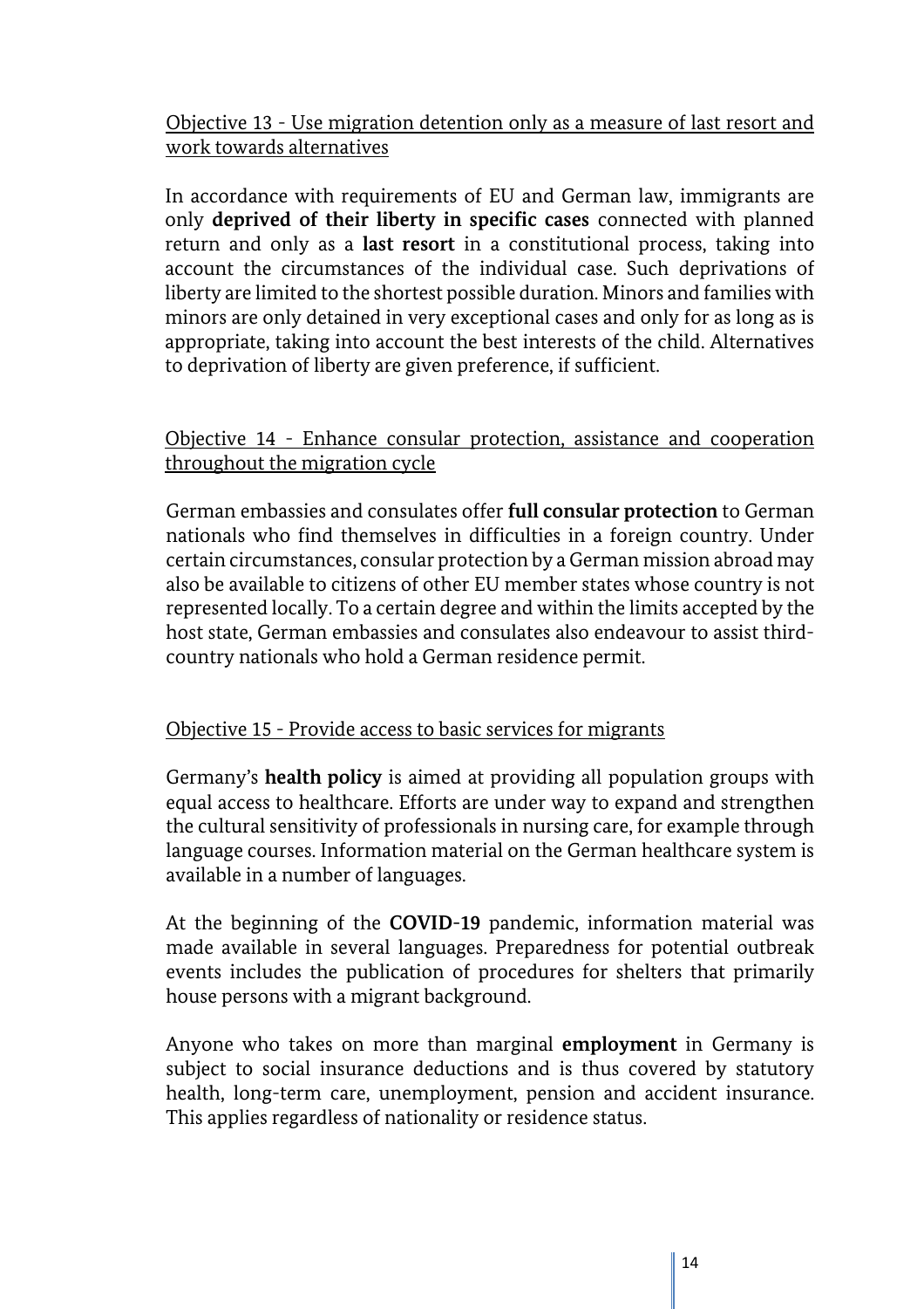Objective 13 - Use migration detention only as a measure of last resort and work towards alternatives

In accordance with requirements of EU and German law, immigrants are only **deprived of their liberty in specific cases** connected with planned return and only as a **last resort** in a constitutional process, taking into account the circumstances of the individual case. Such deprivations of liberty are limited to the shortest possible duration. Minors and families with minors are only detained in very exceptional cases and only for as long as is appropriate, taking into account the best interests of the child. Alternatives to deprivation of liberty are given preference, if sufficient.

Objective 14 - Enhance consular protection, assistance and cooperation throughout the migration cycle

German embassies and consulates offer **full consular protection** to German nationals who find themselves in difficulties in a foreign country. Under certain circumstances, consular protection by a German mission abroad may also be available to citizens of other EU member states whose country is not represented locally. To a certain degree and within the limits accepted by the host state, German embassies and consulates also endeavour to assist third-country nationals who hold a German residence permit.

Objective 15 - Provide access to basic services for migrants

Germany's **health policy** is aimed at providing all population groups with equal access to healthcare. Efforts are under way to expand and strengthen the cultural sensitivity of professionals in nursing care, for example through language courses. Information material on the German healthcare system is available in a number of languages.

At the beginning of the **COVID-19** pandemic, information material was made available in several languages. Preparedness for potential outbreak events includes the publication of procedures for shelters that primarily house persons with a migrant background.

Anyone who takes on more than marginal **employment** in Germany is subject to social insurance deductions and is thus covered by statutory health, long-term care, unemployment, pension and accident insurance. This applies regardless of nationality or residence status.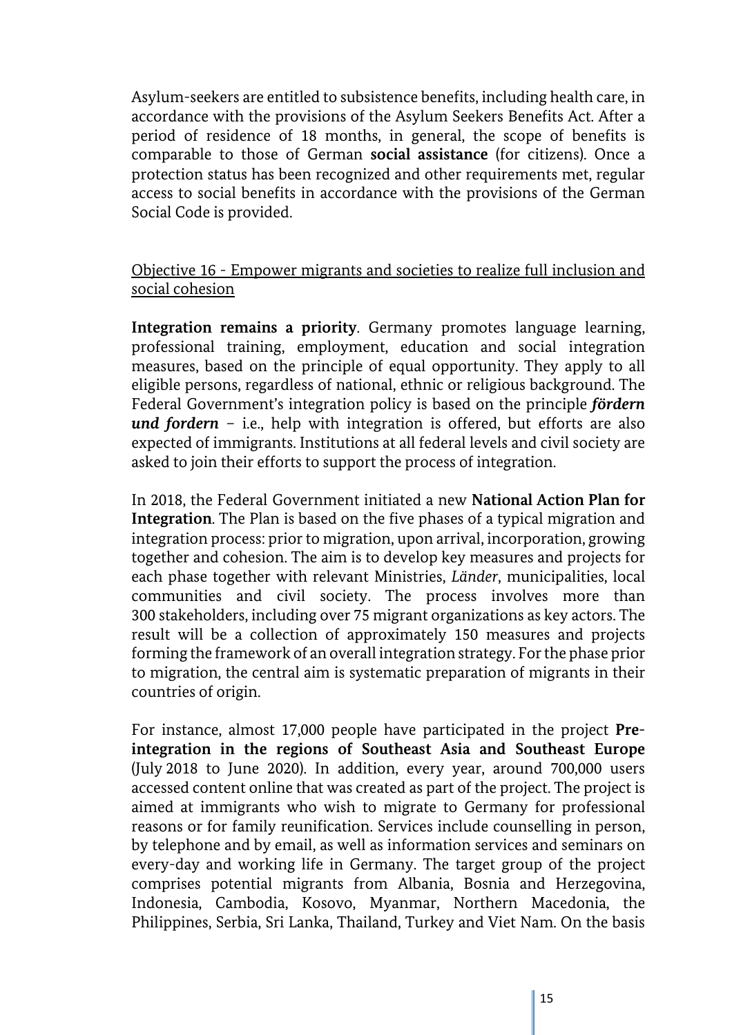Asylum-seekers are entitled to subsistence benefits, including health care, in accordance with the provisions of the Asylum Seekers Benefits Act. After a period of residence of 18 months, in general, the scope of benefits is comparable to those of German **social assistance** (for citizens). Once a protection status has been recognized and other requirements met, regular access to social benefits in accordance with the provisions of the German Social Code is provided.

<u>Objective 16 - Empower migrants and societies to realize full inclusion and social cohesion</u>

**Integration remains a priority**. Germany promotes language learning, professional training, employment, education and social integration measures, based on the principle of equal opportunity. They apply to all eligible persons, regardless of national, ethnic or religious background. The Federal Government's integration policy is based on the principle ***fördern und fordern*** – i.e., help with integration is offered, but efforts are also expected of immigrants. Institutions at all federal levels and civil society are asked to join their efforts to support the process of integration.

In 2018, the Federal Government initiated a new **National Action Plan for Integration**. The Plan is based on the five phases of a typical migration and integration process: prior to migration, upon arrival, incorporation, growing together and cohesion. The aim is to develop key measures and projects for each phase together with relevant Ministries, *Länder*, municipalities, local communities and civil society. The process involves more than 300 stakeholders, including over 75 migrant organizations as key actors. The result will be a collection of approximately 150 measures and projects forming the framework of an overall integration strategy. For the phase prior to migration, the central aim is systematic preparation of migrants in their countries of origin.

For instance, almost 17,000 people have participated in the project **Pre-integration in the regions of Southeast Asia and Southeast Europe** (July 2018 to June 2020). In addition, every year, around 700,000 users accessed content online that was created as part of the project. The project is aimed at immigrants who wish to migrate to Germany for professional reasons or for family reunification. Services include counselling in person, by telephone and by email, as well as information services and seminars on every-day and working life in Germany. The target group of the project comprises potential migrants from Albania, Bosnia and Herzegovina, Indonesia, Cambodia, Kosovo, Myanmar, Northern Macedonia, the Philippines, Serbia, Sri Lanka, Thailand, Turkey and Viet Nam. On the basis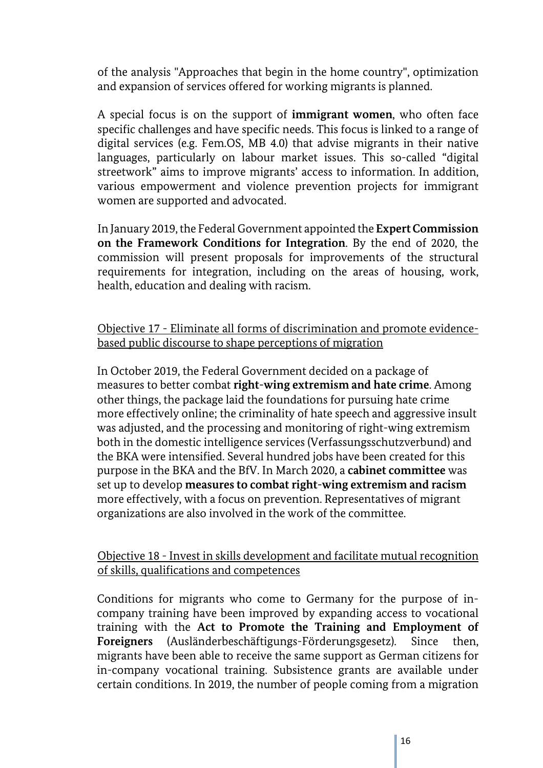of the analysis "Approaches that begin in the home country", optimization and expansion of services offered for working migrants is planned.

A special focus is on the support of **immigrant women**, who often face specific challenges and have specific needs. This focus is linked to a range of digital services (e.g. Fem.OS, MB 4.0) that advise migrants in their native languages, particularly on labour market issues. This so-called "digital streetwork" aims to improve migrants' access to information. In addition, various empowerment and violence prevention projects for immigrant women are supported and advocated.

In January 2019, the Federal Government appointed the **Expert Commission on the Framework Conditions for Integration**. By the end of 2020, the commission will present proposals for improvements of the structural requirements for integration, including on the areas of housing, work, health, education and dealing with racism.

Objective 17 - Eliminate all forms of discrimination and promote evidence-based public discourse to shape perceptions of migration

In October 2019, the Federal Government decided on a package of measures to better combat **right-wing extremism and hate crime**. Among other things, the package laid the foundations for pursuing hate crime more effectively online; the criminality of hate speech and aggressive insult was adjusted, and the processing and monitoring of right-wing extremism both in the domestic intelligence services (Verfassungsschutzverbund) and the BKA were intensified. Several hundred jobs have been created for this purpose in the BKA and the BfV. In March 2020, a **cabinet committee** was set up to develop **measures to combat right-wing extremism and racism** more effectively, with a focus on prevention. Representatives of migrant organizations are also involved in the work of the committee.

Objective 18 - Invest in skills development and facilitate mutual recognition of skills, qualifications and competences

Conditions for migrants who come to Germany for the purpose of in-company training have been improved by expanding access to vocational training with the **Act to Promote the Training and Employment of Foreigners** (Ausländerbeschäftigungs-Förderungsgesetz). Since then, migrants have been able to receive the same support as German citizens for in-company vocational training. Subsistence grants are available under certain conditions. In 2019, the number of people coming from a migration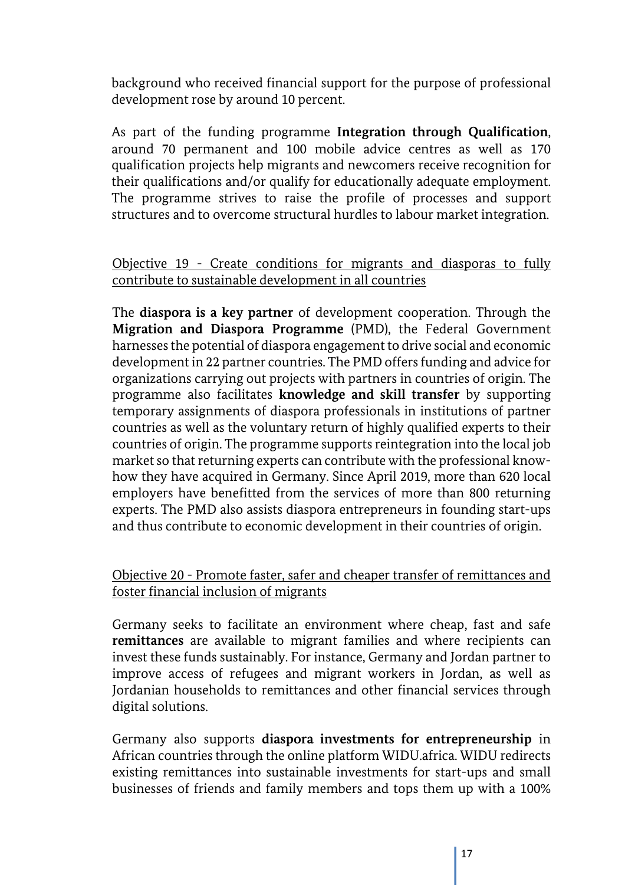background who received financial support for the purpose of professional development rose by around 10 percent.

As part of the funding programme **Integration through Qualification**, around 70 permanent and 100 mobile advice centres as well as 170 qualification projects help migrants and newcomers receive recognition for their qualifications and/or qualify for educationally adequate employment. The programme strives to raise the profile of processes and support structures and to overcome structural hurdles to labour market integration.

<u>Objective 19 - Create conditions for migrants and diasporas to fully contribute to sustainable development in all countries</u>

The **diaspora is a key partner** of development cooperation. Through the **Migration and Diaspora Programme** (PMD), the Federal Government harnesses the potential of diaspora engagement to drive social and economic development in 22 partner countries. The PMD offers funding and advice for organizations carrying out projects with partners in countries of origin. The programme also facilitates **knowledge and skill transfer** by supporting temporary assignments of diaspora professionals in institutions of partner countries as well as the voluntary return of highly qualified experts to their countries of origin. The programme supports reintegration into the local job market so that returning experts can contribute with the professional know-how they have acquired in Germany. Since April 2019, more than 620 local employers have benefitted from the services of more than 800 returning experts. The PMD also assists diaspora entrepreneurs in founding start-ups and thus contribute to economic development in their countries of origin.

<u>Objective 20 - Promote faster, safer and cheaper transfer of remittances and foster financial inclusion of migrants</u>

Germany seeks to facilitate an environment where cheap, fast and safe **remittances** are available to migrant families and where recipients can invest these funds sustainably. For instance, Germany and Jordan partner to improve access of refugees and migrant workers in Jordan, as well as Jordanian households to remittances and other financial services through digital solutions.

Germany also supports **diaspora investments for entrepreneurship** in African countries through the online platform WIDU.africa. WIDU redirects existing remittances into sustainable investments for start-ups and small businesses of friends and family members and tops them up with a 100%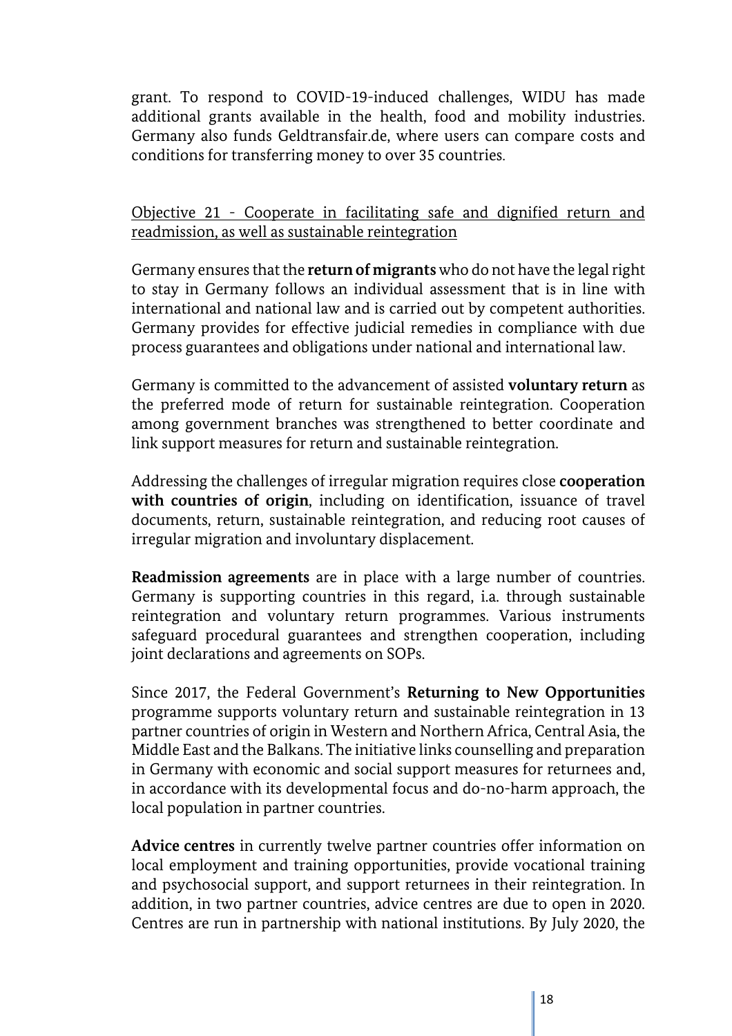grant. To respond to COVID-19-induced challenges, WIDU has made additional grants available in the health, food and mobility industries. Germany also funds Geldtransfair.de, where users can compare costs and conditions for transferring money to over 35 countries.

Objective 21 - Cooperate in facilitating safe and dignified return and readmission, as well as sustainable reintegration

Germany ensures that the **return of migrants** who do not have the legal right to stay in Germany follows an individual assessment that is in line with international and national law and is carried out by competent authorities. Germany provides for effective judicial remedies in compliance with due process guarantees and obligations under national and international law.

Germany is committed to the advancement of assisted **voluntary return** as the preferred mode of return for sustainable reintegration. Cooperation among government branches was strengthened to better coordinate and link support measures for return and sustainable reintegration.

Addressing the challenges of irregular migration requires close **cooperation with countries of origin**, including on identification, issuance of travel documents, return, sustainable reintegration, and reducing root causes of irregular migration and involuntary displacement.

**Readmission agreements** are in place with a large number of countries. Germany is supporting countries in this regard, i.a. through sustainable reintegration and voluntary return programmes. Various instruments safeguard procedural guarantees and strengthen cooperation, including joint declarations and agreements on SOPs.

Since 2017, the Federal Government's **Returning to New Opportunities** programme supports voluntary return and sustainable reintegration in 13 partner countries of origin in Western and Northern Africa, Central Asia, the Middle East and the Balkans. The initiative links counselling and preparation in Germany with economic and social support measures for returnees and, in accordance with its developmental focus and do-no-harm approach, the local population in partner countries.

**Advice centres** in currently twelve partner countries offer information on local employment and training opportunities, provide vocational training and psychosocial support, and support returnees in their reintegration. In addition, in two partner countries, advice centres are due to open in 2020. Centres are run in partnership with national institutions. By July 2020, the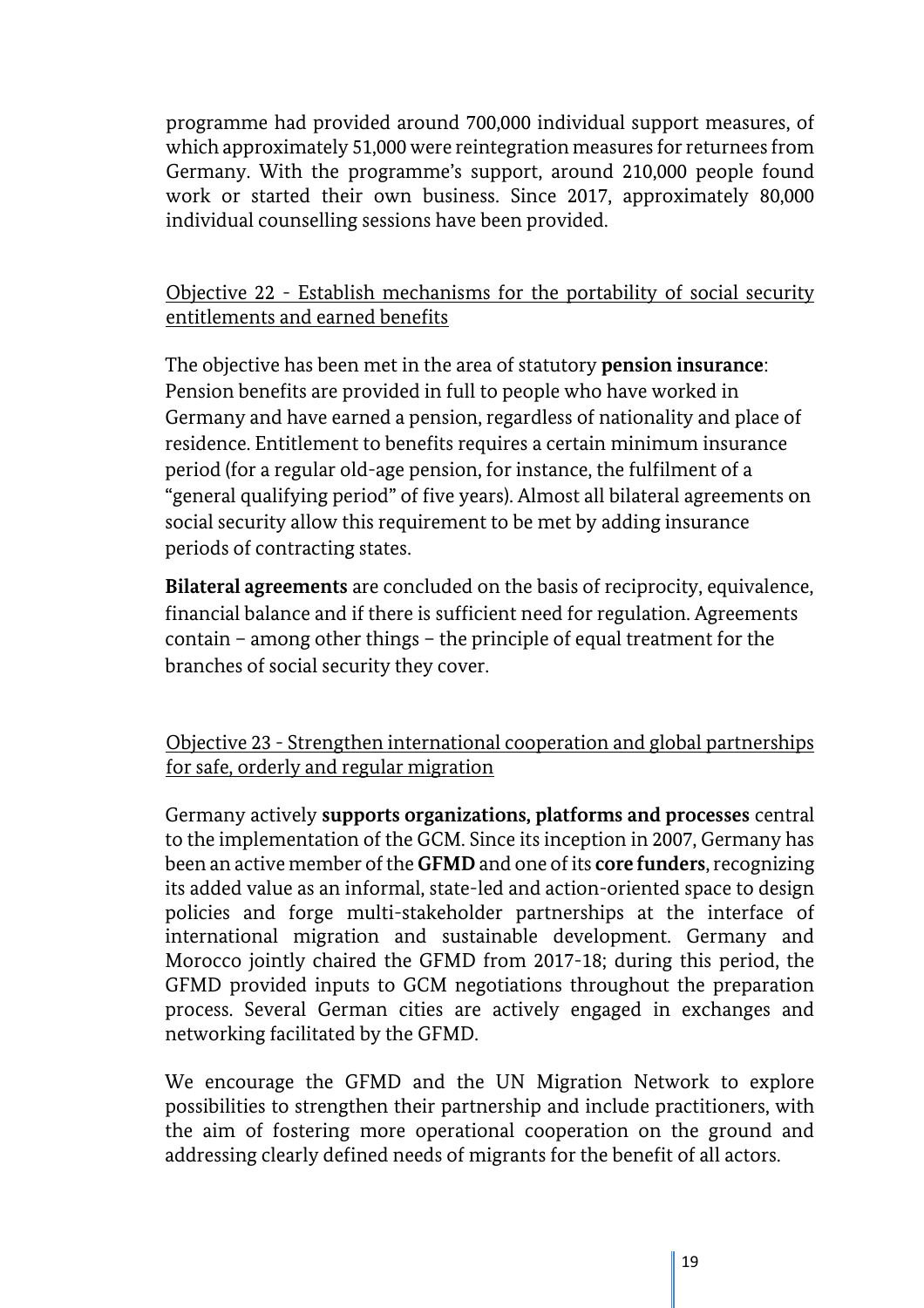programme had provided around 700,000 individual support measures, of which approximately 51,000 were reintegration measures for returnees from Germany. With the programme's support, around 210,000 people found work or started their own business. Since 2017, approximately 80,000 individual counselling sessions have been provided.

<u>Objective 22 - Establish mechanisms for the portability of social security entitlements and earned benefits</u>

The objective has been met in the area of statutory **pension insurance**: Pension benefits are provided in full to people who have worked in Germany and have earned a pension, regardless of nationality and place of residence. Entitlement to benefits requires a certain minimum insurance period (for a regular old-age pension, for instance, the fulfilment of a "general qualifying period" of five years). Almost all bilateral agreements on social security allow this requirement to be met by adding insurance periods of contracting states.

**Bilateral agreements** are concluded on the basis of reciprocity, equivalence, financial balance and if there is sufficient need for regulation. Agreements contain – among other things – the principle of equal treatment for the branches of social security they cover.

<u>Objective 23 - Strengthen international cooperation and global partnerships for safe, orderly and regular migration</u>

Germany actively **supports organizations, platforms and processes** central to the implementation of the GCM. Since its inception in 2007, Germany has been an active member of the **GFMD** and one of its **core funders**, recognizing its added value as an informal, state-led and action-oriented space to design policies and forge multi-stakeholder partnerships at the interface of international migration and sustainable development. Germany and Morocco jointly chaired the GFMD from 2017-18; during this period, the GFMD provided inputs to GCM negotiations throughout the preparation process. Several German cities are actively engaged in exchanges and networking facilitated by the GFMD.

We encourage the GFMD and the UN Migration Network to explore possibilities to strengthen their partnership and include practitioners, with the aim of fostering more operational cooperation on the ground and addressing clearly defined needs of migrants for the benefit of all actors.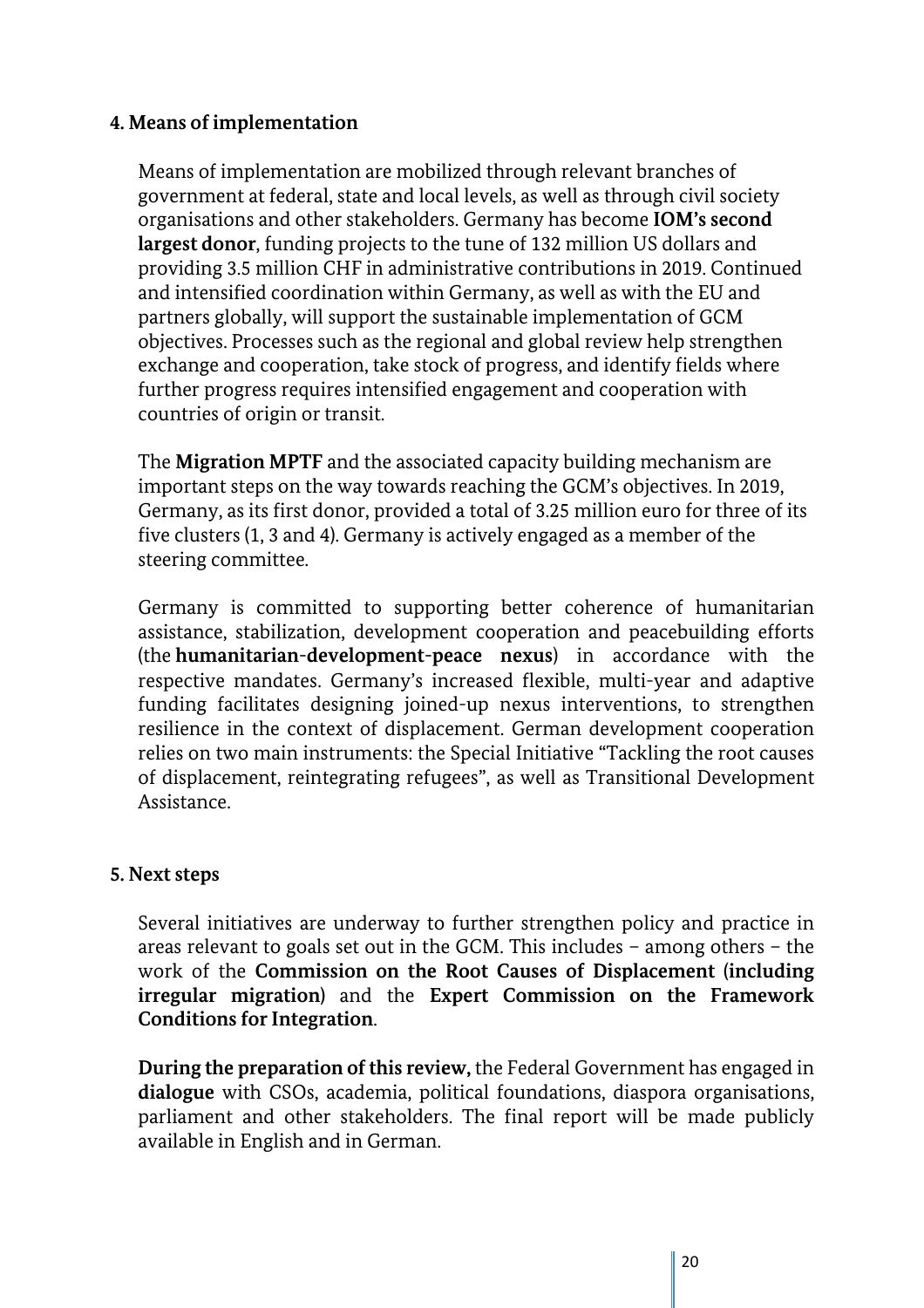## 4. Means of implementation

Means of implementation are mobilized through relevant branches of government at federal, state and local levels, as well as through civil society organisations and other stakeholders. Germany has become **IOM's second largest donor**, funding projects to the tune of 132 million US dollars and providing 3.5 million CHF in administrative contributions in 2019. Continued and intensified coordination within Germany, as well as with the EU and partners globally, will support the sustainable implementation of GCM objectives. Processes such as the regional and global review help strengthen exchange and cooperation, take stock of progress, and identify fields where further progress requires intensified engagement and cooperation with countries of origin or transit.

The **Migration MPTF** and the associated capacity building mechanism are important steps on the way towards reaching the GCM's objectives. In 2019, Germany, as its first donor, provided a total of 3.25 million euro for three of its five clusters (1, 3 and 4). Germany is actively engaged as a member of the steering committee.

Germany is committed to supporting better coherence of humanitarian assistance, stabilization, development cooperation and peacebuilding efforts (the **humanitarian-development-peace nexus**) in accordance with the respective mandates. Germany's increased flexible, multi-year and adaptive funding facilitates designing joined-up nexus interventions, to strengthen resilience in the context of displacement. German development cooperation relies on two main instruments: the Special Initiative "Tackling the root causes of displacement, reintegrating refugees", as well as Transitional Development Assistance.

## 5. Next steps

Several initiatives are underway to further strengthen policy and practice in areas relevant to goals set out in the GCM. This includes – among others – the work of the **Commission on the Root Causes of Displacement (including irregular migration)** and the **Expert Commission on the Framework Conditions for Integration**.

**During the preparation of this review,** the Federal Government has engaged in **dialogue** with CSOs, academia, political foundations, diaspora organisations, parliament and other stakeholders. The final report will be made publicly available in English and in German.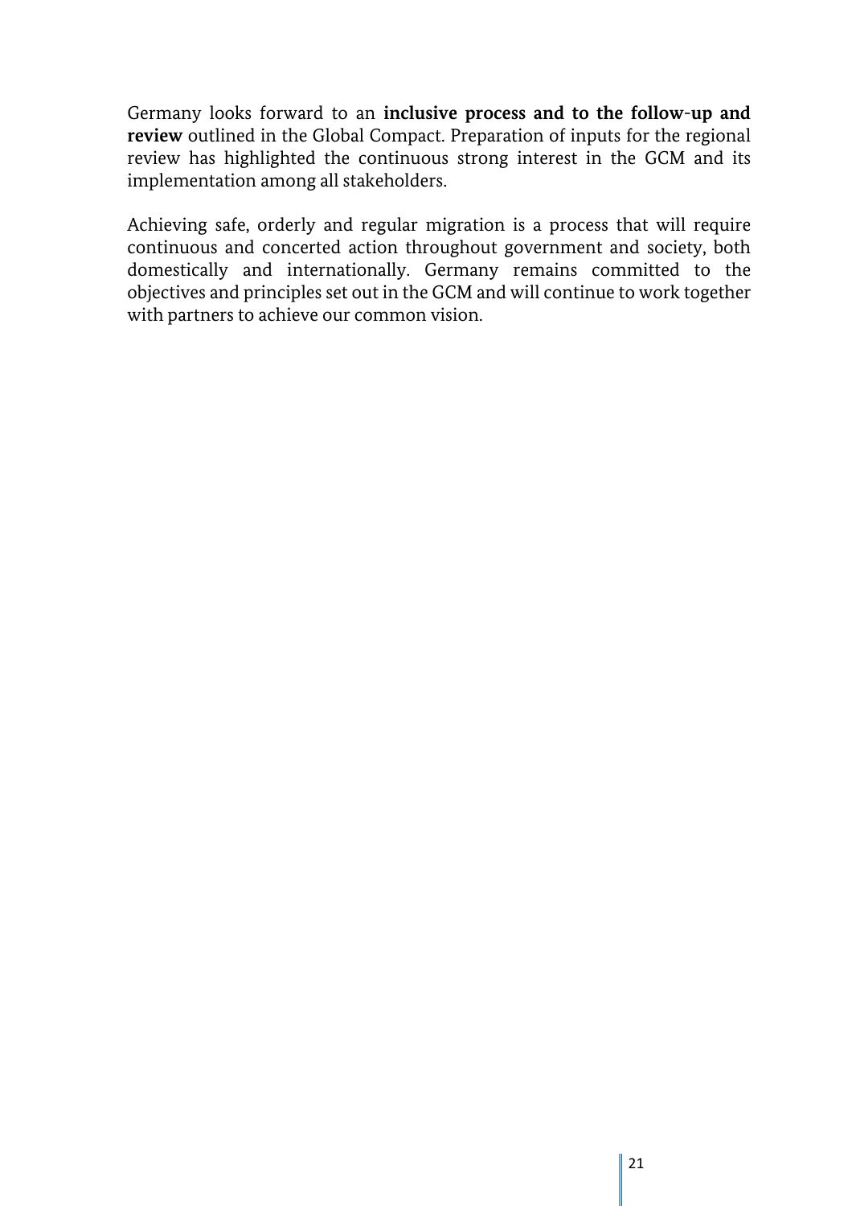Germany looks forward to an **inclusive process and to the follow-up and review** outlined in the Global Compact. Preparation of inputs for the regional review has highlighted the continuous strong interest in the GCM and its implementation among all stakeholders.

Achieving safe, orderly and regular migration is a process that will require continuous and concerted action throughout government and society, both domestically and internationally. Germany remains committed to the objectives and principles set out in the GCM and will continue to work together with partners to achieve our common vision.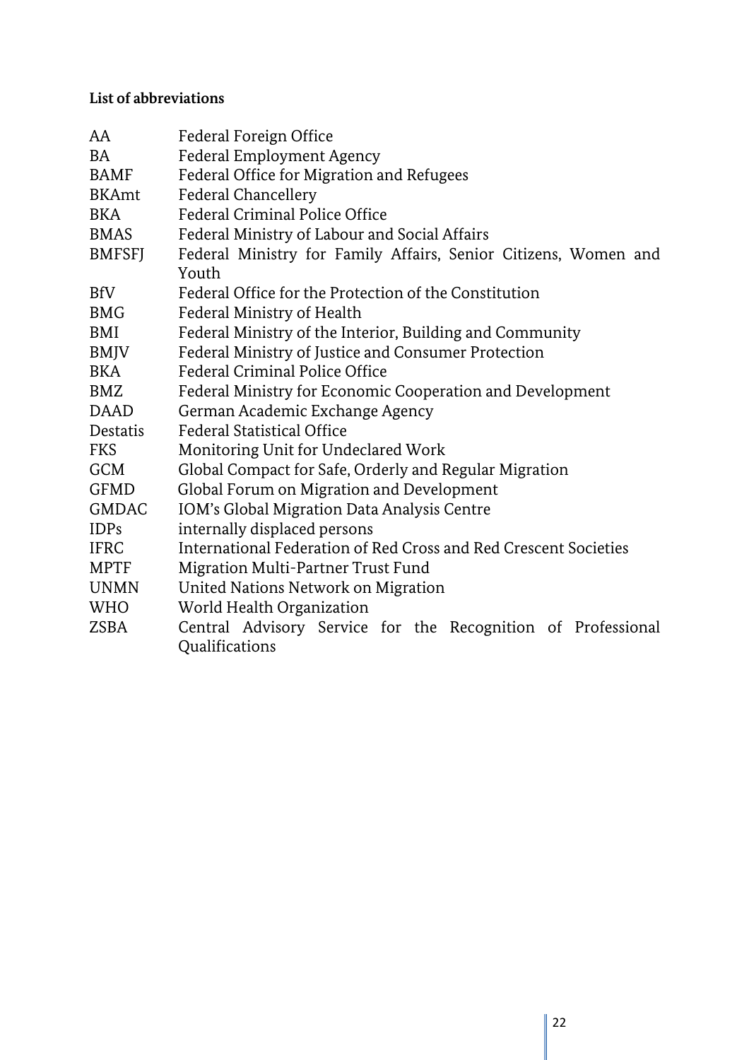**List of abbreviations**

| | |
|---|---|
| AA | Federal Foreign Office |
| BA | Federal Employment Agency |
| BAMF | Federal Office for Migration and Refugees |
| BKAmt | Federal Chancellery |
| BKA | Federal Criminal Police Office |
| BMAS | Federal Ministry of Labour and Social Affairs |
| BMFSFJ | Federal Ministry for Family Affairs, Senior Citizens, Women and Youth |
| BfV | Federal Office for the Protection of the Constitution |
| BMG | Federal Ministry of Health |
| BMI | Federal Ministry of the Interior, Building and Community |
| BMJV | Federal Ministry of Justice and Consumer Protection |
| BKA | Federal Criminal Police Office |
| BMZ | Federal Ministry for Economic Cooperation and Development |
| DAAD | German Academic Exchange Agency |
| Destatis | Federal Statistical Office |
| FKS | Monitoring Unit for Undeclared Work |
| GCM | Global Compact for Safe, Orderly and Regular Migration |
| GFMD | Global Forum on Migration and Development |
| GMDAC | IOM's Global Migration Data Analysis Centre |
| IDPs | internally displaced persons |
| IFRC | International Federation of Red Cross and Red Crescent Societies |
| MPTF | Migration Multi-Partner Trust Fund |
| UNMN | United Nations Network on Migration |
| WHO | World Health Organization |
| ZSBA | Central Advisory Service for the Recognition of Professional Qualifications |